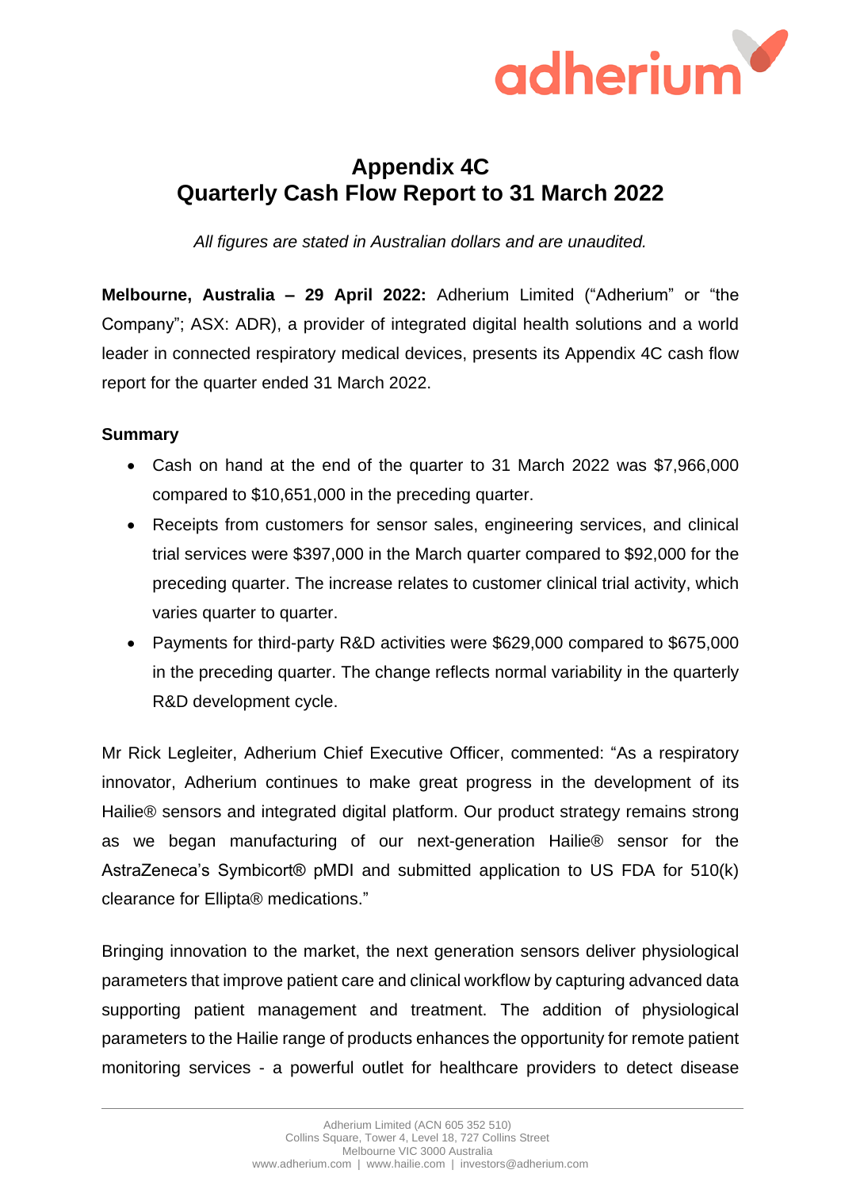# Appendix 4C
# Quarterly Cash Flow Report to 31 March 2022

*All figures are stated in Australian dollars and are unaudited.*

**Melbourne, Australia – 29 April 2022:** Adherium Limited ("Adherium" or "the Company"; ASX: ADR), a provider of integrated digital health solutions and a world leader in connected respiratory medical devices, presents its Appendix 4C cash flow report for the quarter ended 31 March 2022.

## Summary

- Cash on hand at the end of the quarter to 31 March 2022 was $7,966,000 compared to $10,651,000 in the preceding quarter.
- Receipts from customers for sensor sales, engineering services, and clinical trial services were $397,000 in the March quarter compared to $92,000 for the preceding quarter. The increase relates to customer clinical trial activity, which varies quarter to quarter.
- Payments for third-party R&D activities were $629,000 compared to $675,000 in the preceding quarter. The change reflects normal variability in the quarterly R&D development cycle.

Mr Rick Legleiter, Adherium Chief Executive Officer, commented: "As a respiratory innovator, Adherium continues to make great progress in the development of its Hailie® sensors and integrated digital platform. Our product strategy remains strong as we began manufacturing of our next-generation Hailie® sensor for the AstraZeneca's Symbicort® pMDI and submitted application to US FDA for 510(k) clearance for Ellipta® medications."

Bringing innovation to the market, the next generation sensors deliver physiological parameters that improve patient care and clinical workflow by capturing advanced data supporting patient management and treatment. The addition of physiological parameters to the Hailie range of products enhances the opportunity for remote patient monitoring services - a powerful outlet for healthcare providers to detect disease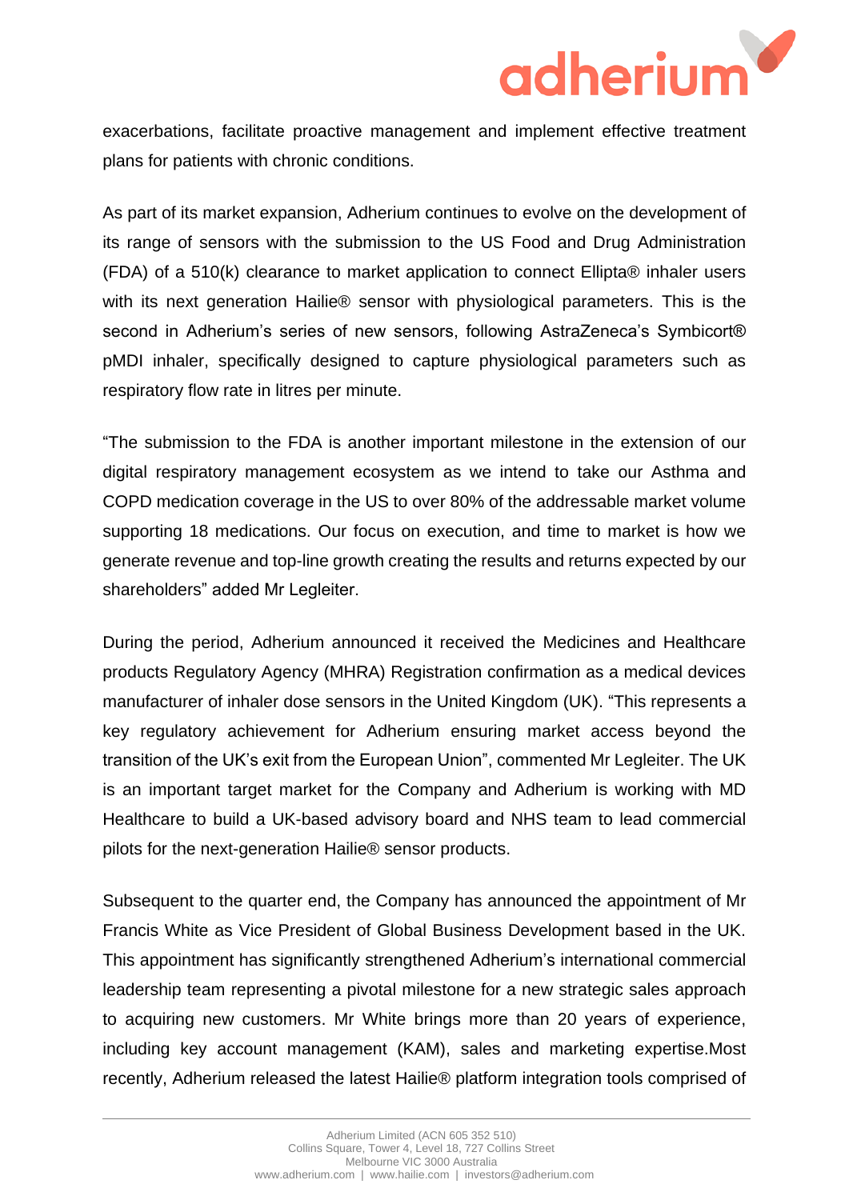exacerbations, facilitate proactive management and implement effective treatment plans for patients with chronic conditions.

As part of its market expansion, Adherium continues to evolve on the development of its range of sensors with the submission to the US Food and Drug Administration (FDA) of a 510(k) clearance to market application to connect Ellipta® inhaler users with its next generation Hailie® sensor with physiological parameters. This is the second in Adherium's series of new sensors, following AstraZeneca's Symbicort® pMDI inhaler, specifically designed to capture physiological parameters such as respiratory flow rate in litres per minute.

"The submission to the FDA is another important milestone in the extension of our digital respiratory management ecosystem as we intend to take our Asthma and COPD medication coverage in the US to over 80% of the addressable market volume supporting 18 medications. Our focus on execution, and time to market is how we generate revenue and top-line growth creating the results and returns expected by our shareholders" added Mr Legleiter.

During the period, Adherium announced it received the Medicines and Healthcare products Regulatory Agency (MHRA) Registration confirmation as a medical devices manufacturer of inhaler dose sensors in the United Kingdom (UK). "This represents a key regulatory achievement for Adherium ensuring market access beyond the transition of the UK's exit from the European Union", commented Mr Legleiter. The UK is an important target market for the Company and Adherium is working with MD Healthcare to build a UK-based advisory board and NHS team to lead commercial pilots for the next-generation Hailie® sensor products.

Subsequent to the quarter end, the Company has announced the appointment of Mr Francis White as Vice President of Global Business Development based in the UK. This appointment has significantly strengthened Adherium's international commercial leadership team representing a pivotal milestone for a new strategic sales approach to acquiring new customers. Mr White brings more than 20 years of experience, including key account management (KAM), sales and marketing expertise.Most recently, Adherium released the latest Hailie® platform integration tools comprised of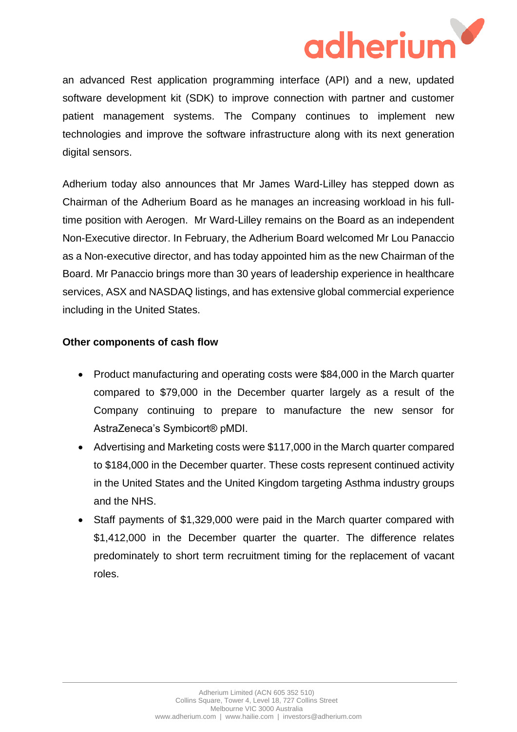an advanced Rest application programming interface (API) and a new, updated software development kit (SDK) to improve connection with partner and customer patient management systems. The Company continues to implement new technologies and improve the software infrastructure along with its next generation digital sensors.

Adherium today also announces that Mr James Ward-Lilley has stepped down as Chairman of the Adherium Board as he manages an increasing workload in his full-time position with Aerogen. Mr Ward-Lilley remains on the Board as an independent Non-Executive director. In February, the Adherium Board welcomed Mr Lou Panaccio as a Non-executive director, and has today appointed him as the new Chairman of the Board. Mr Panaccio brings more than 30 years of leadership experience in healthcare services, ASX and NASDAQ listings, and has extensive global commercial experience including in the United States.

**Other components of cash flow**

- Product manufacturing and operating costs were $84,000 in the March quarter compared to $79,000 in the December quarter largely as a result of the Company continuing to prepare to manufacture the new sensor for AstraZeneca's Symbicort® pMDI.
- Advertising and Marketing costs were $117,000 in the March quarter compared to $184,000 in the December quarter. These costs represent continued activity in the United States and the United Kingdom targeting Asthma industry groups and the NHS.
- Staff payments of $1,329,000 were paid in the March quarter compared with $1,412,000 in the December quarter the quarter. The difference relates predominately to short term recruitment timing for the replacement of vacant roles.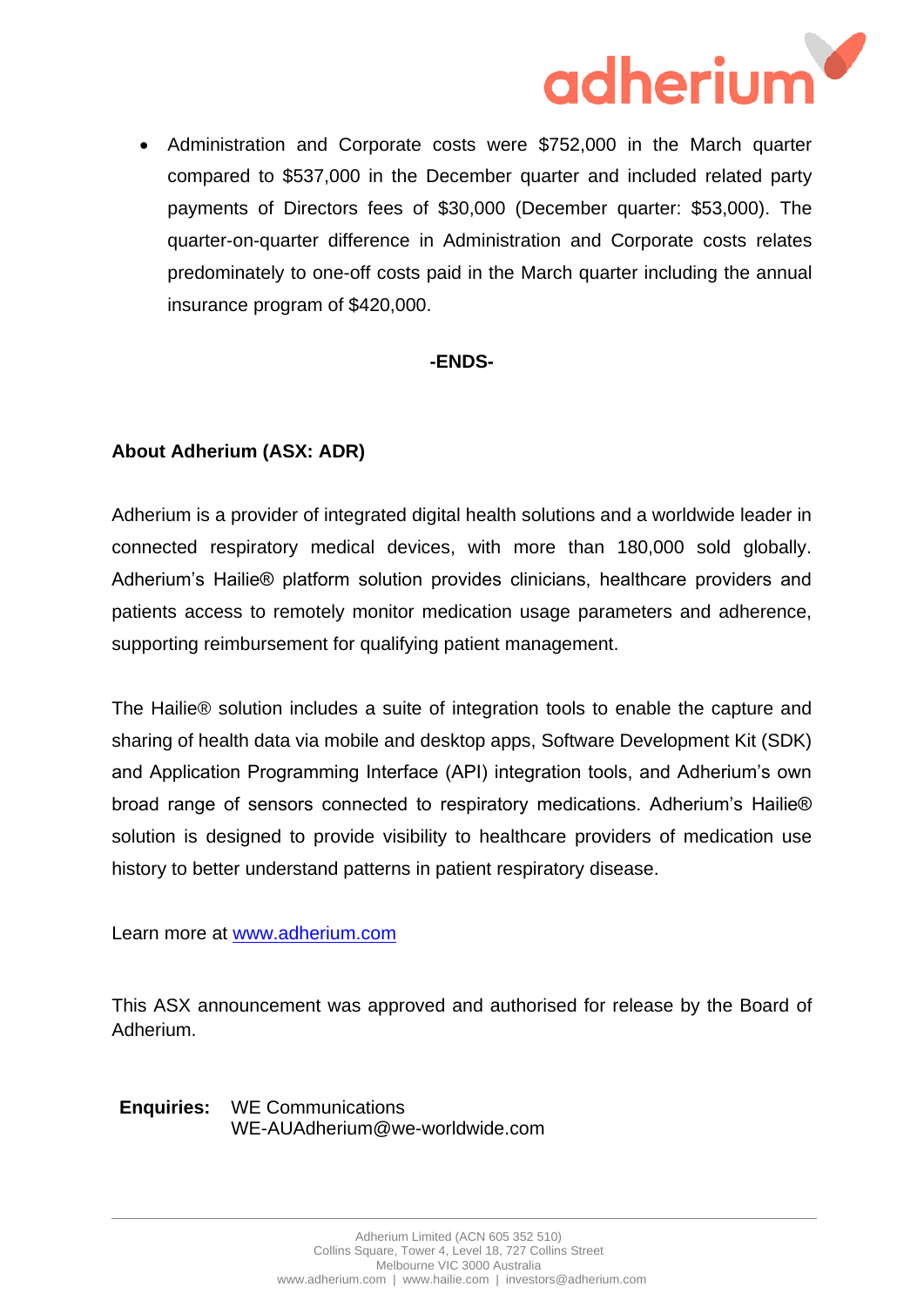- Administration and Corporate costs were $752,000 in the March quarter compared to $537,000 in the December quarter and included related party payments of Directors fees of $30,000 (December quarter: $53,000). The quarter-on-quarter difference in Administration and Corporate costs relates predominately to one-off costs paid in the March quarter including the annual insurance program of $420,000.

**-ENDS-**

**About Adherium (ASX: ADR)**

Adherium is a provider of integrated digital health solutions and a worldwide leader in connected respiratory medical devices, with more than 180,000 sold globally. Adherium's Hailie® platform solution provides clinicians, healthcare providers and patients access to remotely monitor medication usage parameters and adherence, supporting reimbursement for qualifying patient management.

The Hailie® solution includes a suite of integration tools to enable the capture and sharing of health data via mobile and desktop apps, Software Development Kit (SDK) and Application Programming Interface (API) integration tools, and Adherium's own broad range of sensors connected to respiratory medications. Adherium's Hailie® solution is designed to provide visibility to healthcare providers of medication use history to better understand patterns in patient respiratory disease.

Learn more at [www.adherium.com](www.adherium.com)

This ASX announcement was approved and authorised for release by the Board of Adherium.

**Enquiries:** WE Communications
WE-AUAdherium@we-worldwide.com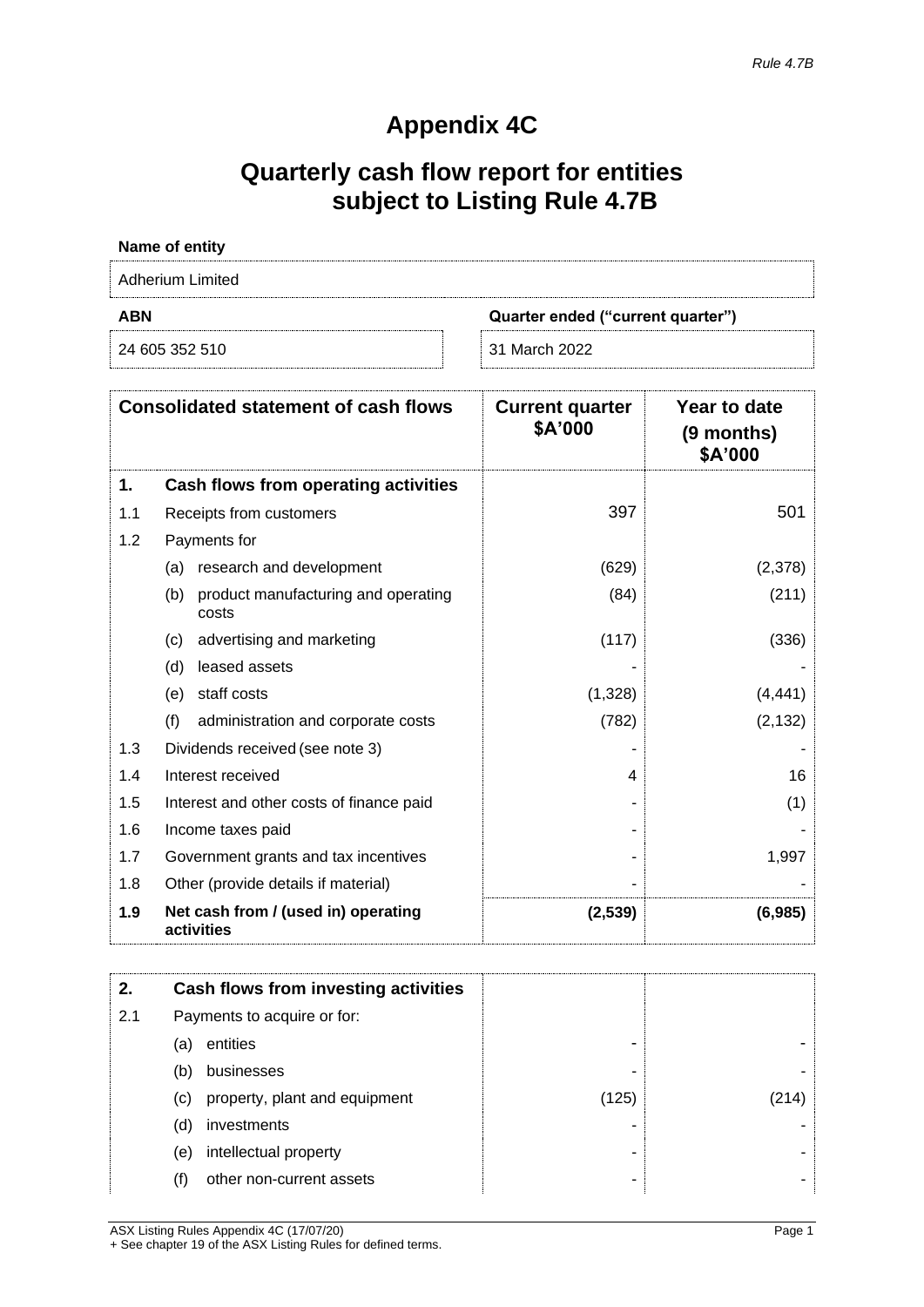*Rule 4.7B*

# Appendix 4C

# Quarterly cash flow report for entities subject to Listing Rule 4.7B

**Name of entity**

Adherium Limited

| ABN | Quarter ended ("current quarter") |
|---|---|
| 24 605 352 510 | 31 March 2022 |

| | **Consolidated statement of cash flows** | **Current quarter $A'000** | **Year to date (9 months) $A'000** |
|---|---|---|---|
| **1.** | **Cash flows from operating activities** | | |
| 1.1 | Receipts from customers | 397 | 501 |
| 1.2 | Payments for | | |
| | (a) research and development | (629) | (2,378) |
| | (b) product manufacturing and operating costs | (84) | (211) |
| | (c) advertising and marketing | (117) | (336) |
| | (d) leased assets | - | - |
| | (e) staff costs | (1,328) | (4,441) |
| | (f) administration and corporate costs | (782) | (2,132) |
| 1.3 | Dividends received (see note 3) | - | - |
| 1.4 | Interest received | 4 | 16 |
| 1.5 | Interest and other costs of finance paid | - | (1) |
| 1.6 | Income taxes paid | - | - |
| 1.7 | Government grants and tax incentives | - | 1,997 |
| 1.8 | Other (provide details if material) | - | - |
| **1.9** | **Net cash from / (used in) operating activities** | **(2,539)** | **(6,985)** |

| | | | |
|---|---|---|---|
| **2.** | **Cash flows from investing activities** | | |
| 2.1 | Payments to acquire or for: | | |
| | (a) entities | - | - |
| | (b) businesses | - | - |
| | (c) property, plant and equipment | (125) | (214) |
| | (d) investments | - | - |
| | (e) intellectual property | - | - |
| | (f) other non-current assets | - | - |

ASX Listing Rules Appendix 4C (17/07/20)
+ See chapter 19 of the ASX Listing Rules for defined terms.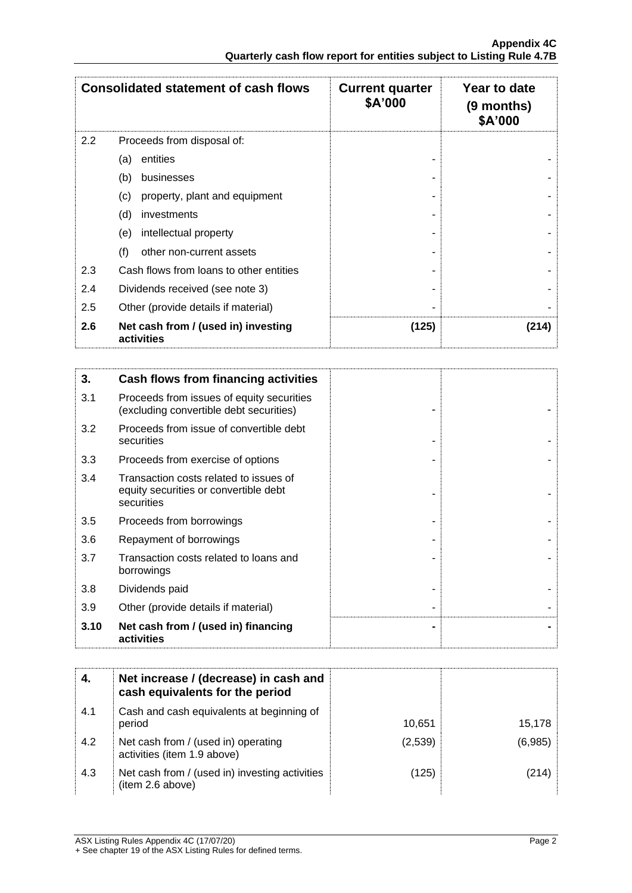| Consolidated statement of cash flows | | Current quarter $A'000 | Year to date (9 months) $A'000 |
|---|---|---|---|
| 2.2 | Proceeds from disposal of: | | |
| | (a) entities | - | - |
| | (b) businesses | - | - |
| | (c) property, plant and equipment | - | - |
| | (d) investments | - | - |
| | (e) intellectual property | - | - |
| | (f) other non-current assets | - | - |
| 2.3 | Cash flows from loans to other entities | - | - |
| 2.4 | Dividends received (see note 3) | - | - |
| 2.5 | Other (provide details if material) | - | - |
| **2.6** | **Net cash from / (used in) investing activities** | **(125)** | **(214)** |

| **3.** | **Cash flows from financing activities** | | |
|---|---|---|---|
| 3.1 | Proceeds from issues of equity securities (excluding convertible debt securities) | - | - |
| 3.2 | Proceeds from issue of convertible debt securities | - | - |
| 3.3 | Proceeds from exercise of options | - | - |
| 3.4 | Transaction costs related to issues of equity securities or convertible debt securities | - | - |
| 3.5 | Proceeds from borrowings | - | - |
| 3.6 | Repayment of borrowings | - | - |
| 3.7 | Transaction costs related to loans and borrowings | - | - |
| 3.8 | Dividends paid | - | - |
| 3.9 | Other (provide details if material) | - | - |
| **3.10** | **Net cash from / (used in) financing activities** | **-** | **-** |

| **4.** | **Net increase / (decrease) in cash and cash equivalents for the period** | | |
|---|---|---|---|
| 4.1 | Cash and cash equivalents at beginning of period | 10,651 | 15,178 |
| 4.2 | Net cash from / (used in) operating activities (item 1.9 above) | (2,539) | (6,985) |
| 4.3 | Net cash from / (used in) investing activities (item 2.6 above) | (125) | (214) |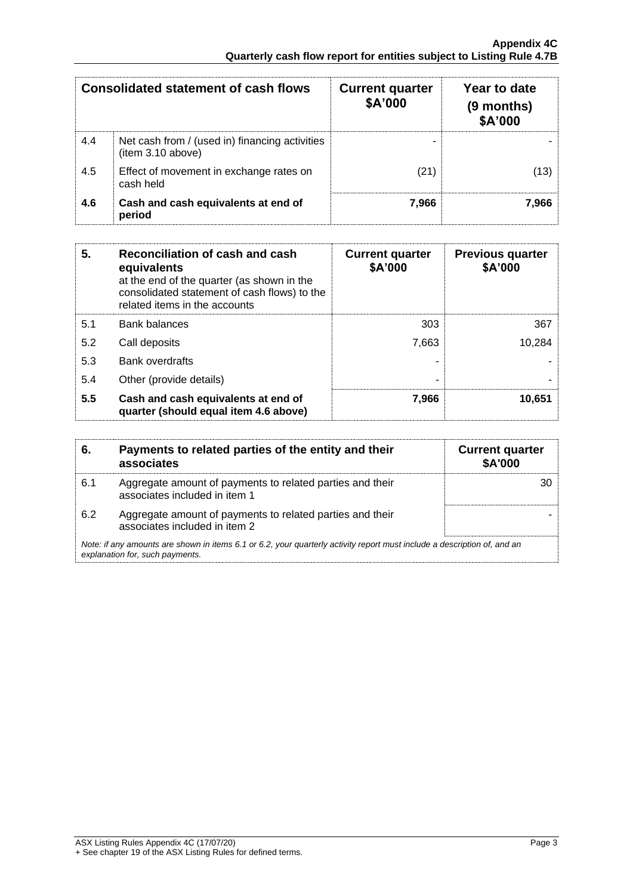| Consolidated statement of cash flows | | Current quarter $A'000 | Year to date (9 months) $A'000 |
|---|---|---|---|
| 4.4 | Net cash from / (used in) financing activities (item 3.10 above) | - | - |
| 4.5 | Effect of movement in exchange rates on cash held | (21) | (13) |
| **4.6** | **Cash and cash equivalents at end of period** | **7,966** | **7,966** |

| **5.** | **Reconciliation of cash and cash equivalents** at the end of the quarter (as shown in the consolidated statement of cash flows) to the related items in the accounts | **Current quarter $A'000** | **Previous quarter $A'000** |
|---|---|---|---|
| 5.1 | Bank balances | 303 | 367 |
| 5.2 | Call deposits | 7,663 | 10,284 |
| 5.3 | Bank overdrafts | - | - |
| 5.4 | Other (provide details) | - | - |
| **5.5** | **Cash and cash equivalents at end of quarter (should equal item 4.6 above)** | **7,966** | **10,651** |

| **6.** | **Payments to related parties of the entity and their associates** | **Current quarter $A'000** |
|---|---|---|
| 6.1 | Aggregate amount of payments to related parties and their associates included in item 1 | 30 |
| 6.2 | Aggregate amount of payments to related parties and their associates included in item 2 | - |

*Note: if any amounts are shown in items 6.1 or 6.2, your quarterly activity report must include a description of, and an explanation for, such payments.*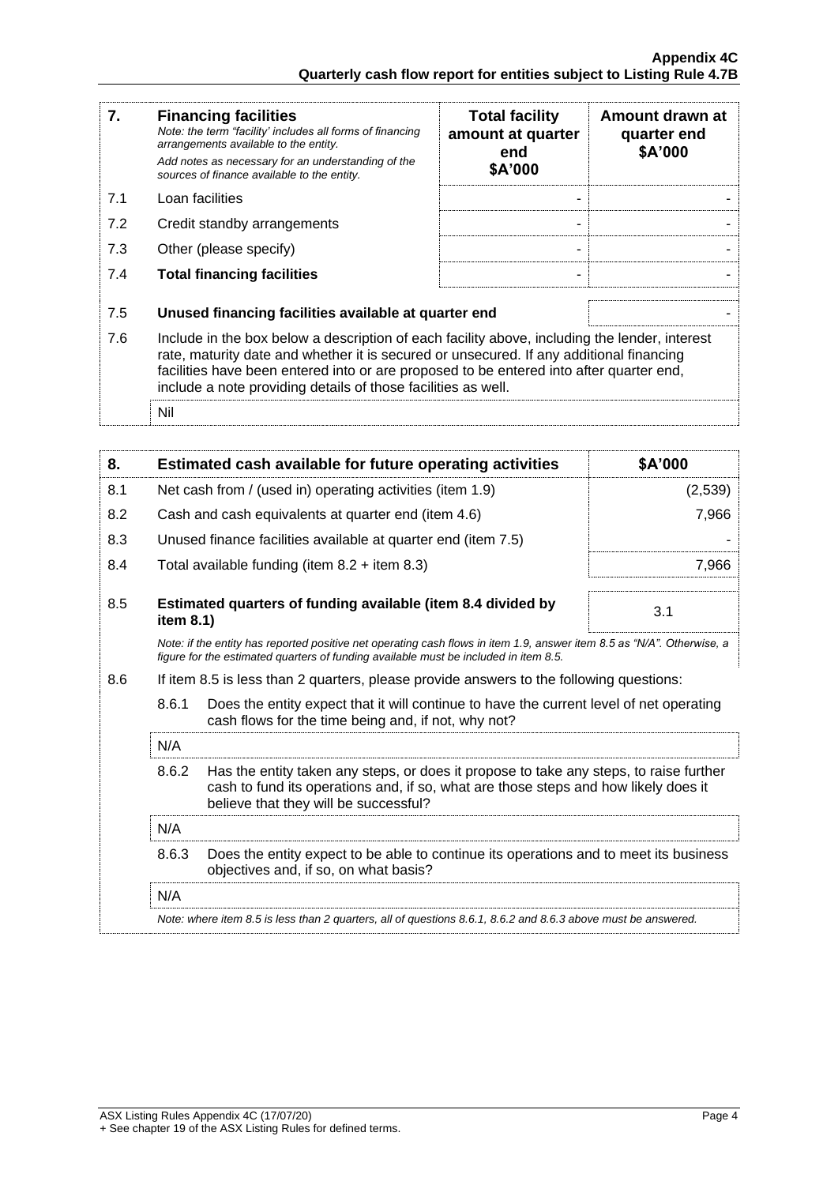| 7. | **Financing facilities**<br>*Note: the term "facility' includes all forms of financing arrangements available to the entity.*<br>*Add notes as necessary for an understanding of the sources of finance available to the entity.* | **Total facility amount at quarter end \$A'000** | **Amount drawn at quarter end \$A'000** |
|---|---|---|---|
| 7.1 | Loan facilities | - | - |
| 7.2 | Credit standby arrangements | - | - |
| 7.3 | Other (please specify) | - | - |
| 7.4 | **Total financing facilities** | - | - |

| | | |
|---|---|---|
| 7.5 | **Unused financing facilities available at quarter end** | - |

7.6 Include in the box below a description of each facility above, including the lender, interest rate, maturity date and whether it is secured or unsecured. If any additional financing facilities have been entered into or are proposed to be entered into after quarter end, include a note providing details of those facilities as well.

Nil

| 8. | **Estimated cash available for future operating activities** | **\$A'000** |
|---|---|---|
| 8.1 | Net cash from / (used in) operating activities (item 1.9) | (2,539) |
| 8.2 | Cash and cash equivalents at quarter end (item 4.6) | 7,966 |
| 8.3 | Unused finance facilities available at quarter end (item 7.5) | - |
| 8.4 | Total available funding (item 8.2 + item 8.3) | 7,966 |
| 8.5 | **Estimated quarters of funding available (item 8.4 divided by item 8.1)** | 3.1 |

*Note: if the entity has reported positive net operating cash flows in item 1.9, answer item 8.5 as "N/A". Otherwise, a figure for the estimated quarters of funding available must be included in item 8.5.*

8.6 If item 8.5 is less than 2 quarters, please provide answers to the following questions:

8.6.1 Does the entity expect that it will continue to have the current level of net operating cash flows for the time being and, if not, why not?

N/A

8.6.2 Has the entity taken any steps, or does it propose to take any steps, to raise further cash to fund its operations and, if so, what are those steps and how likely does it believe that they will be successful?

N/A

8.6.3 Does the entity expect to be able to continue its operations and to meet its business objectives and, if so, on what basis?

N/A

*Note: where item 8.5 is less than 2 quarters, all of questions 8.6.1, 8.6.2 and 8.6.3 above must be answered.*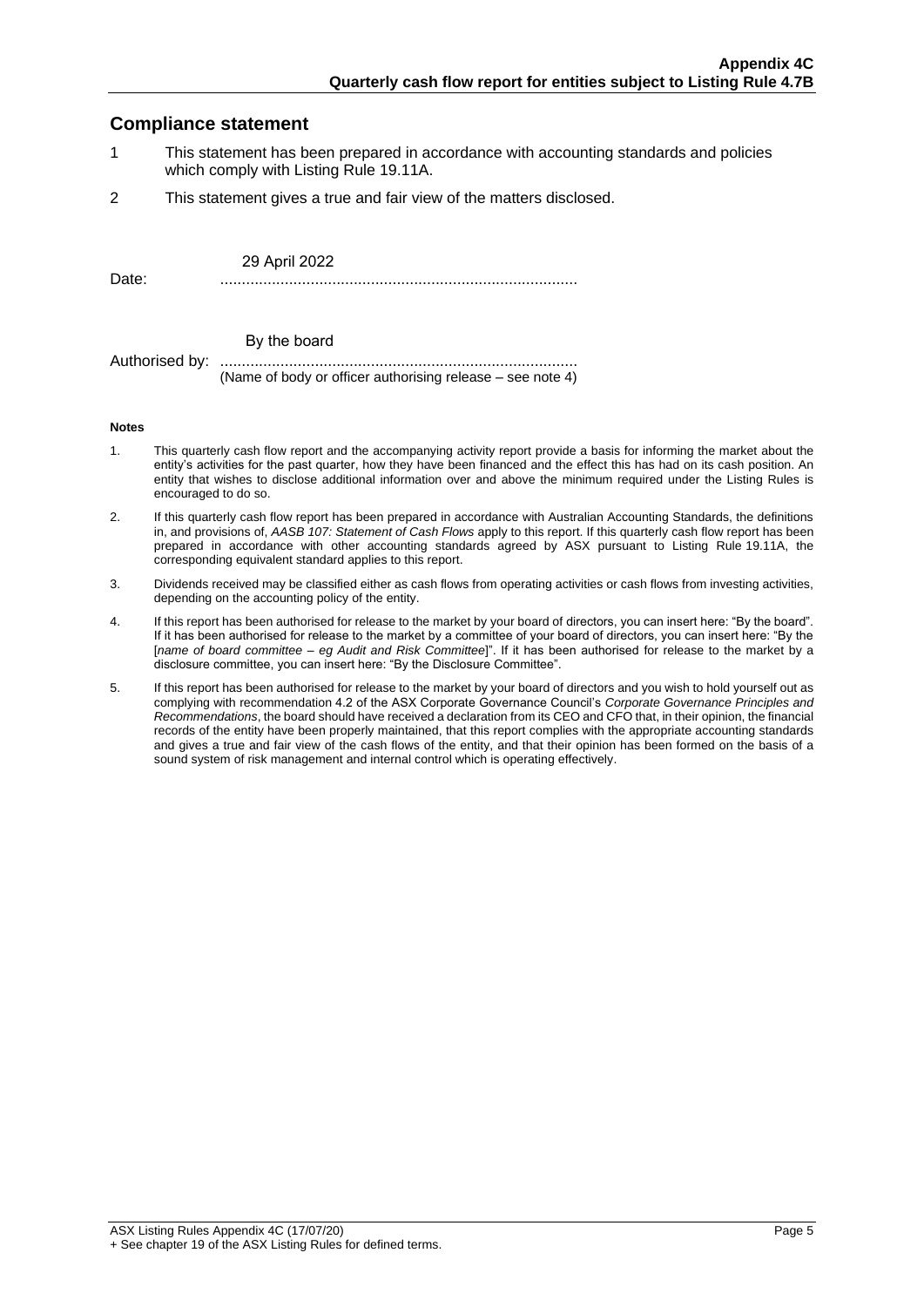## Compliance statement

1. This statement has been prepared in accordance with accounting standards and policies which comply with Listing Rule 19.11A.
2. This statement gives a true and fair view of the matters disclosed.

Date: 29 April 2022

Authorised by: By the board
(Name of body or officer authorising release – see note 4)

**Notes**

1. This quarterly cash flow report and the accompanying activity report provide a basis for informing the market about the entity's activities for the past quarter, how they have been financed and the effect this has had on its cash position. An entity that wishes to disclose additional information over and above the minimum required under the Listing Rules is encouraged to do so.
2. If this quarterly cash flow report has been prepared in accordance with Australian Accounting Standards, the definitions in, and provisions of, *AASB 107: Statement of Cash Flows* apply to this report. If this quarterly cash flow report has been prepared in accordance with other accounting standards agreed by ASX pursuant to Listing Rule 19.11A, the corresponding equivalent standard applies to this report.
3. Dividends received may be classified either as cash flows from operating activities or cash flows from investing activities, depending on the accounting policy of the entity.
4. If this report has been authorised for release to the market by your board of directors, you can insert here: "By the board". If it has been authorised for release to the market by a committee of your board of directors, you can insert here: "By the [*name of board committee – eg Audit and Risk Committee*]". If it has been authorised for release to the market by a disclosure committee, you can insert here: "By the Disclosure Committee".
5. If this report has been authorised for release to the market by your board of directors and you wish to hold yourself out as complying with recommendation 4.2 of the ASX Corporate Governance Council's *Corporate Governance Principles and Recommendations*, the board should have received a declaration from its CEO and CFO that, in their opinion, the financial records of the entity have been properly maintained, that this report complies with the appropriate accounting standards and gives a true and fair view of the cash flows of the entity, and that their opinion has been formed on the basis of a sound system of risk management and internal control which is operating effectively.